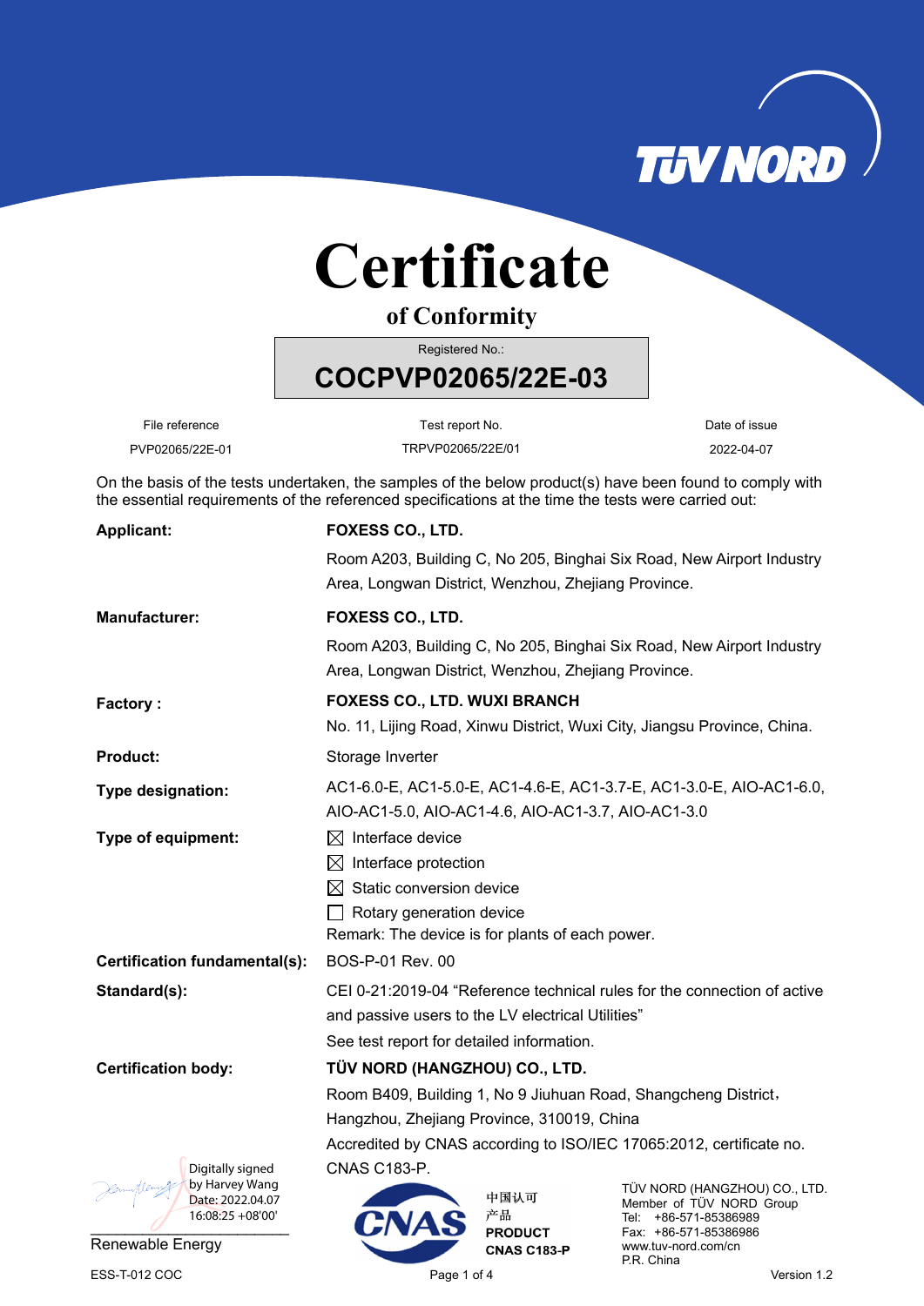TÜV NORD

# Certificate

## of Conformity

Registered No.:

**COCPVP02065/22E-03**

| File reference | Test report No. | Date of issue |
|---|---|---|
| PVP02065/22E-01 | TRPVP02065/22E/01 | 2022-04-07 |

On the basis of the tests undertaken, the samples of the below product(s) have been found to comply with the essential requirements of the referenced specifications at the time the tests were carried out:

**Applicant:** **FOXESS CO., LTD.**
Room A203, Building C, No 205, Binghai Six Road, New Airport Industry Area, Longwan District, Wenzhou, Zhejiang Province.

**Manufacturer:** **FOXESS CO., LTD.**
Room A203, Building C, No 205, Binghai Six Road, New Airport Industry Area, Longwan District, Wenzhou, Zhejiang Province.

**Factory :** **FOXESS CO., LTD. WUXI BRANCH**
No. 11, Lijing Road, Xinwu District, Wuxi City, Jiangsu Province, China.

**Product:** Storage Inverter

**Type designation:** AC1-6.0-E, AC1-5.0-E, AC1-4.6-E, AC1-3.7-E, AC1-3.0-E, AIO-AC1-6.0, AIO-AC1-5.0, AIO-AC1-4.6, AIO-AC1-3.7, AIO-AC1-3.0

**Type of equipment:**
- ☒ Interface device
- ☒ Interface protection
- ☒ Static conversion device
- ☐ Rotary generation device

Remark: The device is for plants of each power.

**Certification fundamental(s):** BOS-P-01 Rev. 00

**Standard(s):** CEI 0-21:2019-04 “Reference technical rules for the connection of active and passive users to the LV electrical Utilities”
See test report for detailed information.

**Certification body:** **TÜV NORD (HANGZHOU) CO., LTD.**
Room B409, Building 1, No 9 Jiuhuan Road, Shangcheng District， Hangzhou, Zhejiang Province, 310019, China
Accredited by CNAS according to ISO/IEC 17065:2012, certificate no. CNAS C183-P.

Digitally signed by Harvey Wang
Date: 2022.04.07 16:08:25 +08'00'

Renewable Energy

CNAS 中国认可 产品 PRODUCT CNAS C183-P

TÜV NORD (HANGZHOU) CO., LTD.
Member of TÜV NORD Group
Tel: +86-571-85386989
Fax: +86-571-85386986
www.tuv-nord.com/cn
P.R. China

ESS-T-012 COC

Version 1.2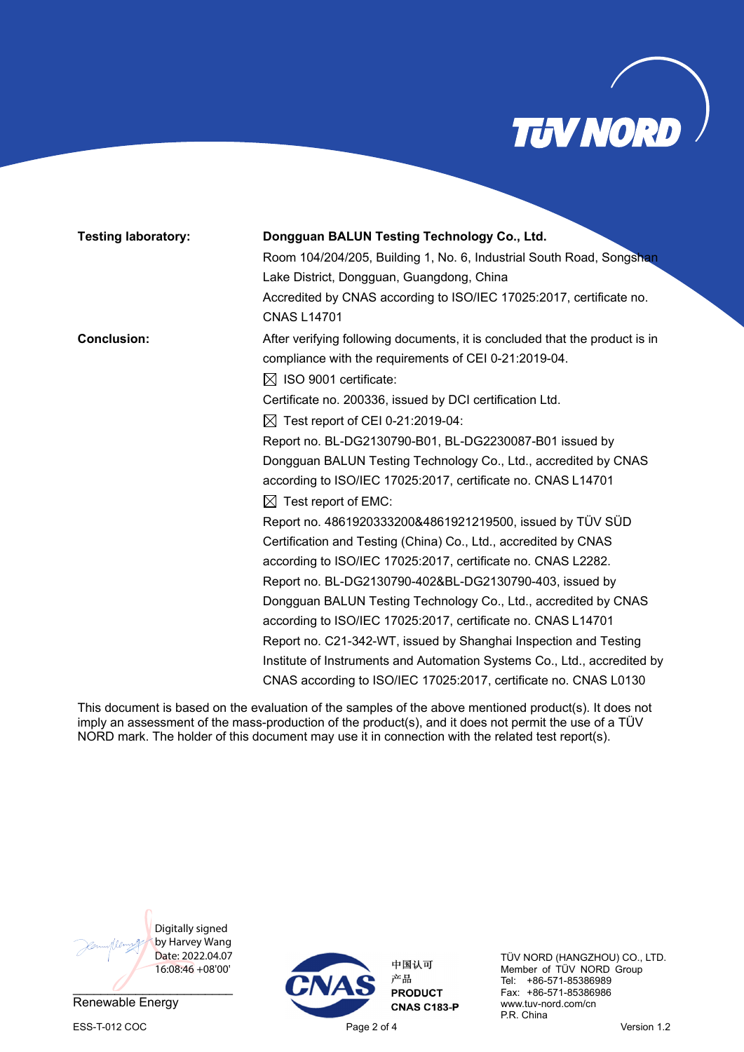| | |
|---|---|
| **Testing laboratory:** | **Dongguan BALUN Testing Technology Co., Ltd.**<br>Room 104/204/205, Building 1, No. 6, Industrial South Road, Songshan Lake District, Dongguan, Guangdong, China<br>Accredited by CNAS according to ISO/IEC 17025:2017, certificate no. CNAS L14701 |
| **Conclusion:** | After verifying following documents, it is concluded that the product is in compliance with the requirements of CEI 0-21:2019-04.<br>☒ ISO 9001 certificate:<br>Certificate no. 200336, issued by DCI certification Ltd.<br>☒ Test report of CEI 0-21:2019-04:<br>Report no. BL-DG2130790-B01, BL-DG2230087-B01 issued by Dongguan BALUN Testing Technology Co., Ltd., accredited by CNAS according to ISO/IEC 17025:2017, certificate no. CNAS L14701<br>☒ Test report of EMC:<br>Report no. 4861920333200&4861921219500, issued by TÜV SÜD Certification and Testing (China) Co., Ltd., accredited by CNAS according to ISO/IEC 17025:2017, certificate no. CNAS L2282.<br>Report no. BL-DG2130790-402&BL-DG2130790-403, issued by Dongguan BALUN Testing Technology Co., Ltd., accredited by CNAS according to ISO/IEC 17025:2017, certificate no. CNAS L14701<br>Report no. C21-342-WT, issued by Shanghai Inspection and Testing Institute of Instruments and Automation Systems Co., Ltd., accredited by CNAS according to ISO/IEC 17025:2017, certificate no. CNAS L0130 |

This document is based on the evaluation of the samples of the above mentioned product(s). It does not imply an assessment of the mass-production of the product(s), and it does not permit the use of a TÜV NORD mark. The holder of this document may use it in connection with the related test report(s).

Digitally signed by Harvey Wang
Date: 2022.04.07 16:08:46 +08'00'

Renewable Energy

CNAS 中国认可 产品 PRODUCT CNAS C183-P

TÜV NORD (HANGZHOU) CO., LTD.
Member of TÜV NORD Group
Tel: +86-571-85386989
Fax: +86-571-85386986
www.tuv-nord.com/cn
P.R. China

ESS-T-012 COC — Version 1.2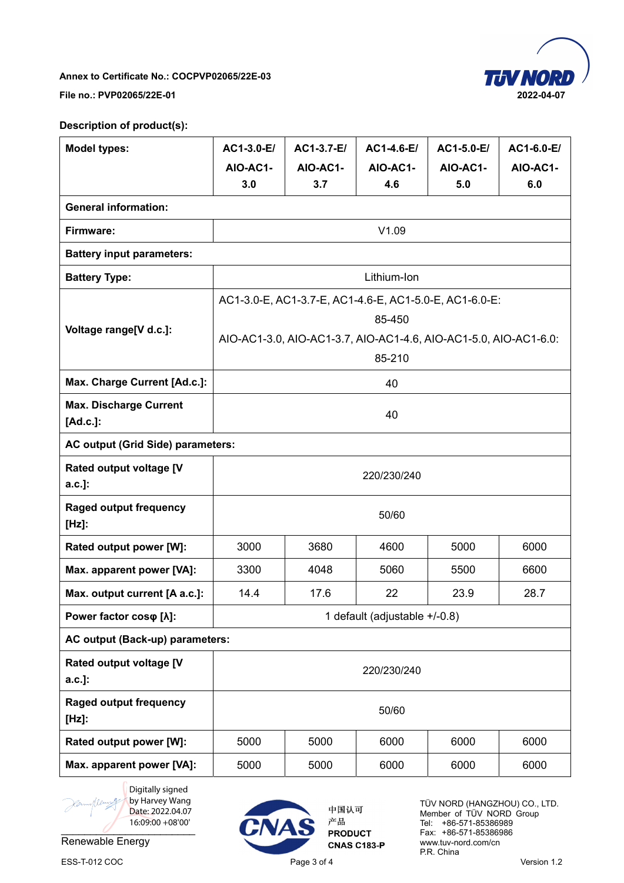Annex to Certificate No.: COCPVP02065/22E-03

File no.: PVP02065/22E-01

2022-04-07

**Description of product(s):**

| **Model types:** | **AC1-3.0-E/ AIO-AC1-3.0** | **AC1-3.7-E/ AIO-AC1-3.7** | **AC1-4.6-E/ AIO-AC1-4.6** | **AC1-5.0-E/ AIO-AC1-5.0** | **AC1-6.0-E/ AIO-AC1-6.0** |
|---|---|---|---|---|---|
| **General information:** | | | | | |
| **Firmware:** | V1.09 | | | | |
| **Battery input parameters:** | | | | | |
| **Battery Type:** | Lithium-Ion | | | | |
| **Voltage range[V d.c.]:** | AC1-3.0-E, AC1-3.7-E, AC1-4.6-E, AC1-5.0-E, AC1-6.0-E: 85-450<br>AIO-AC1-3.0, AIO-AC1-3.7, AIO-AC1-4.6, AIO-AC1-5.0, AIO-AC1-6.0: 85-210 | | | | |
| **Max. Charge Current [Ad.c.]:** | 40 | | | | |
| **Max. Discharge Current [Ad.c.]:** | 40 | | | | |
| **AC output (Grid Side) parameters:** | | | | | |
| **Rated output voltage [V a.c.]:** | 220/230/240 | | | | |
| **Raged output frequency [Hz]:** | 50/60 | | | | |
| **Rated output power [W]:** | 3000 | 3680 | 4600 | 5000 | 6000 |
| **Max. apparent power [VA]:** | 3300 | 4048 | 5060 | 5500 | 6600 |
| **Max. output current [A a.c.]:** | 14.4 | 17.6 | 22 | 23.9 | 28.7 |
| **Power factor cosφ [λ]:** | 1 default (adjustable +/-0.8) | | | | |
| **AC output (Back-up) parameters:** | | | | | |
| **Rated output voltage [V a.c.]:** | 220/230/240 | | | | |
| **Raged output frequency [Hz]:** | 50/60 | | | | |
| **Rated output power [W]:** | 5000 | 5000 | 6000 | 6000 | 6000 |
| **Max. apparent power [VA]:** | 5000 | 5000 | 6000 | 6000 | 6000 |

Digitally signed by Harvey Wang
Date: 2022.04.07 16:09:00 +08'00'

Renewable Energy

中国认可
产品
PRODUCT
CNAS C183-P

TÜV NORD (HANGZHOU) CO., LTD.
Member of TÜV NORD Group
Tel: +86-571-85386989
Fax: +86-571-85386986
www.tuv-nord.com/cn
P.R. China

ESS-T-012 COC

Version 1.2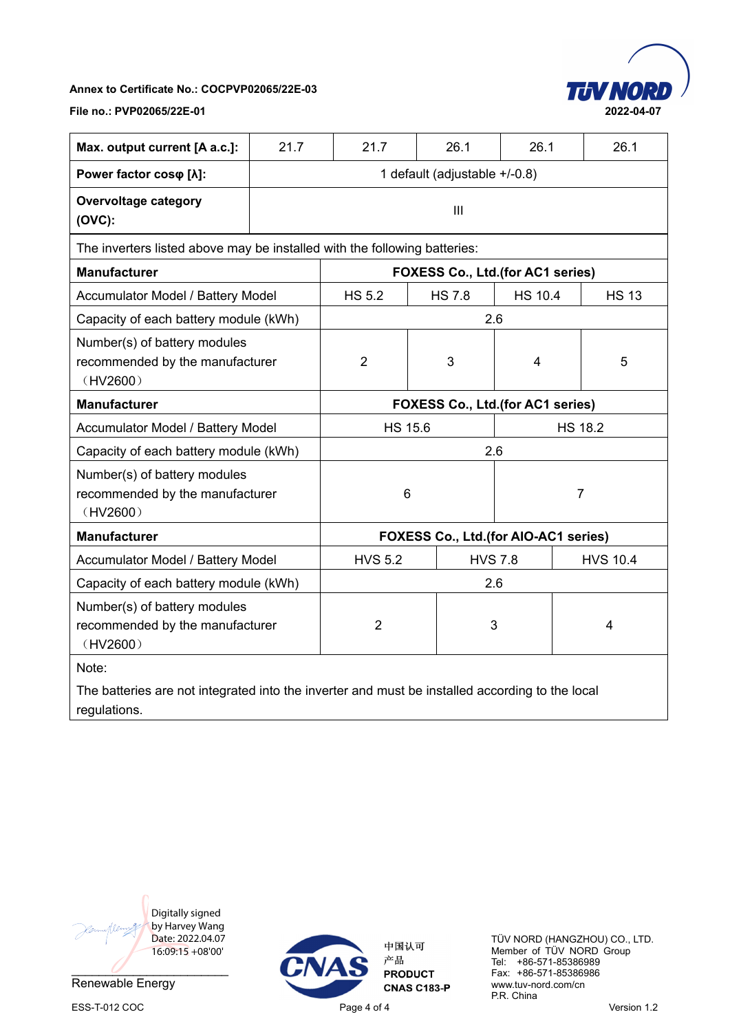| | | | | | |
|---|---|---|---|---|---|
| **Max. output current [A a.c.]:** | 21.7 | 21.7 | 26.1 | 26.1 | 26.1 |
| **Power factor cosφ [λ]:** | 1 default (adjustable +/-0.8) | | | | |
| **Overvoltage category (OVC):** | III | | | | |

The inverters listed above may be installed with the following batteries:

| | | | | |
|---|---|---|---|---|
| **Manufacturer** | **FOXESS Co., Ltd.(for AC1 series)** | | | |
| Accumulator Model / Battery Model | HS 5.2 | HS 7.8 | HS 10.4 | HS 13 |
| Capacity of each battery module (kWh) | 2.6 | | | |
| Number(s) of battery modules recommended by the manufacturer （HV2600） | 2 | 3 | 4 | 5 |
| **Manufacturer** | **FOXESS Co., Ltd.(for AC1 series)** | | | |
| Accumulator Model / Battery Model | HS 15.6 | | HS 18.2 | |
| Capacity of each battery module (kWh) | 2.6 | | | |
| Number(s) of battery modules recommended by the manufacturer （HV2600） | 6 | | 7 | |
| **Manufacturer** | **FOXESS Co., Ltd.(for AIO-AC1 series)** | | | |
| Accumulator Model / Battery Model | HVS 5.2 | HVS 7.8 | HVS 10.4 | |
| Capacity of each battery module (kWh) | 2.6 | | | |
| Number(s) of battery modules recommended by the manufacturer （HV2600） | 2 | 3 | 4 | |

Note:

The batteries are not integrated into the inverter and must be installed according to the local regulations.

Digitally signed by Harvey Wang
Date: 2022.04.07 16:09:15 +08'00'

Renewable Energy

中国认可
产品
PRODUCT
CNAS C183-P

TÜV NORD (HANGZHOU) CO., LTD.
Member of TÜV NORD Group
Tel: +86-571-85386989
Fax: +86-571-85386986
www.tuv-nord.com/cn
P.R. China